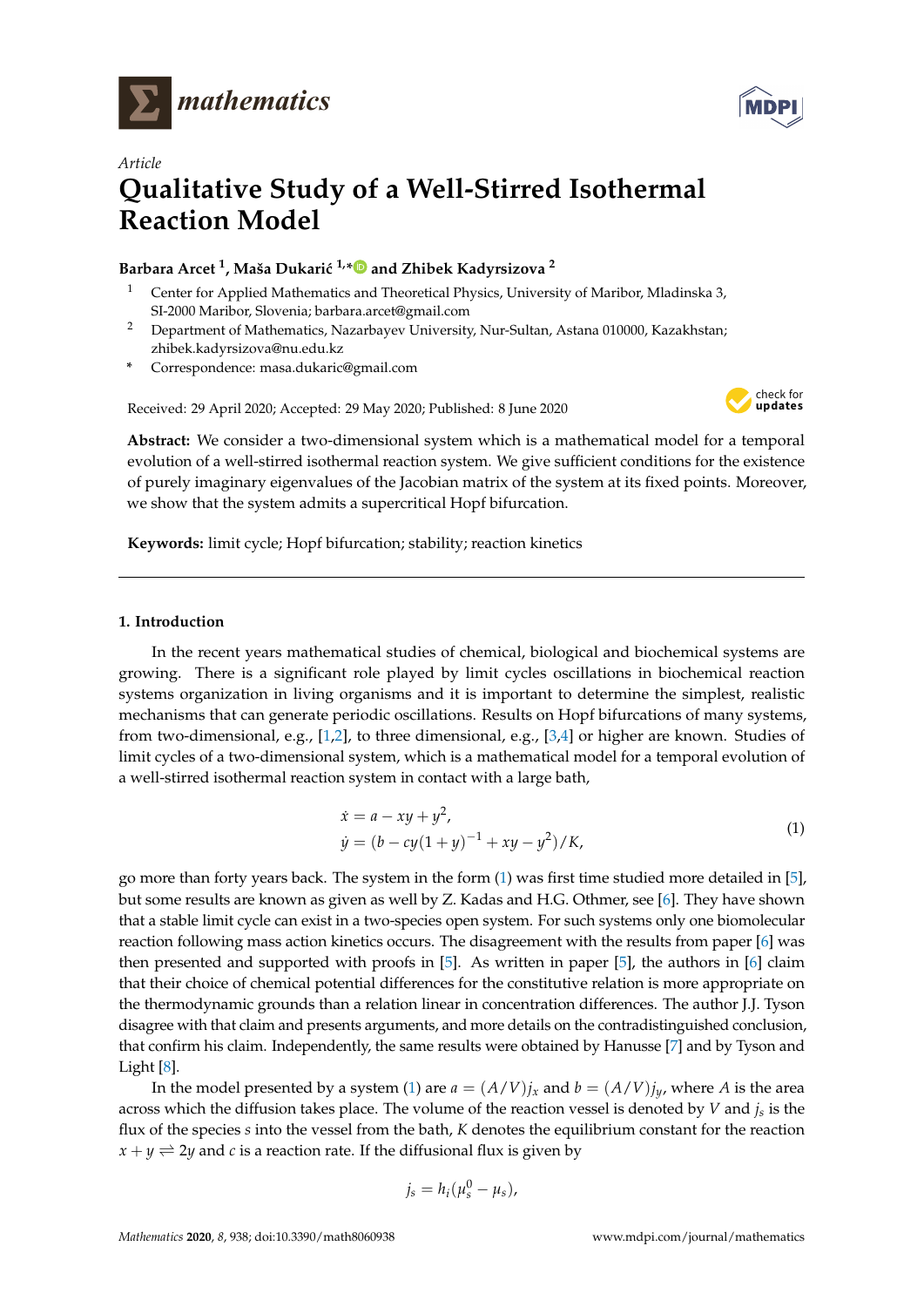*Article*

# Qualitative Study of a Well-Stirred Isothermal Reaction Model

**Barbara Arcet [1], Maša Dukarić [1,*] and Zhibek Kadyrsizova [2]**

[1] Center for Applied Mathematics and Theoretical Physics, University of Maribor, Mladinska 3, SI-2000 Maribor, Slovenia; barbara.arcet@gmail.com

[2] Department of Mathematics, Nazarbayev University, Nur-Sultan, Astana 010000, Kazakhstan; zhibek.kadyrsizova@nu.edu.kz

\* Correspondence: masa.dukaric@gmail.com

Received: 29 April 2020; Accepted: 29 May 2020; Published: 8 June 2020

**Abstract:** We consider a two-dimensional system which is a mathematical model for a temporal evolution of a well-stirred isothermal reaction system. We give sufficient conditions for the existence of purely imaginary eigenvalues of the Jacobian matrix of the system at its fixed points. Moreover, we show that the system admits a supercritical Hopf bifurcation.

**Keywords:** limit cycle; Hopf bifurcation; stability; reaction kinetics

## 1. Introduction

In the recent years mathematical studies of chemical, biological and biochemical systems are growing. There is a significant role played by limit cycles oscillations in biochemical reaction systems organization in living organisms and it is important to determine the simplest, realistic mechanisms that can generate periodic oscillations. Results on Hopf bifurcations of many systems, from two-dimensional, e.g., [1,2], to three dimensional, e.g., [3,4] or higher are known. Studies of limit cycles of a two-dimensional system, which is a mathematical model for a temporal evolution of a well-stirred isothermal reaction system in contact with a large bath,

$$
\begin{aligned}
\dot{x} &= a - xy + y^2, \\
\dot{y} &= (b - cy(1+y)^{-1} + xy - y^2)/K,
\end{aligned}
\tag{1}
$$

go more than forty years back. The system in the form (1) was first time studied more detailed in [5], but some results are known as given as well by Z. Kadas and H.G. Othmer, see [6]. They have shown that a stable limit cycle can exist in a two-species open system. For such systems only one biomolecular reaction following mass action kinetics occurs. The disagreement with the results from paper [6] was then presented and supported with proofs in [5]. As written in paper [5], the authors in [6] claim that their choice of chemical potential differences for the constitutive relation is more appropriate on the thermodynamic grounds than a relation linear in concentration differences. The author J.J. Tyson disagree with that claim and presents arguments, and more details on the contradistinguished conclusion, that confirm his claim. Independently, the same results were obtained by Hanusse [7] and by Tyson and Light [8].

In the model presented by a system (1) are $a = (A/V)j_x$ and $b = (A/V)j_y$, where $A$ is the area across which the diffusion takes place. The volume of the reaction vessel is denoted by $V$ and $j_s$ is the flux of the species $s$ into the vessel from the bath, $K$ denotes the equilibrium constant for the reaction $x + y \rightleftharpoons 2y$ and $c$ is a reaction rate. If the diffusional flux is given by

$$
j_s = h_i(\mu_s^0 - \mu_s),
$$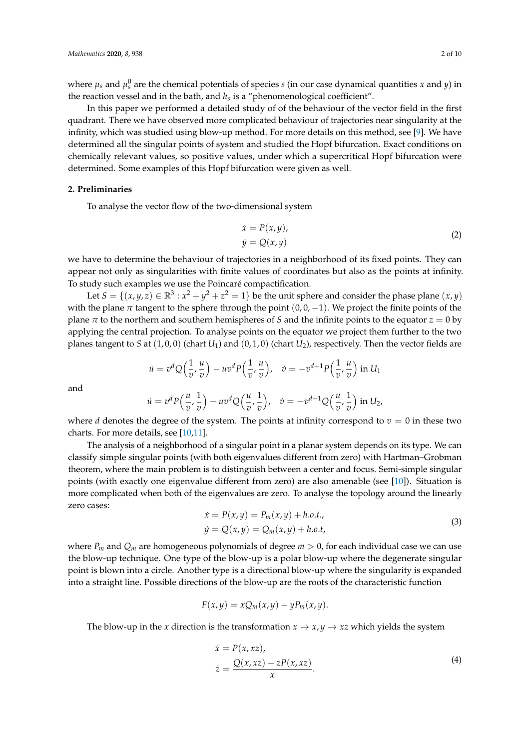where $\mu_s$ and $\mu_s^0$ are the chemical potentials of species $s$ (in our case dynamical quantities $x$ and $y$) in the reaction vessel and in the bath, and $h_s$ is a "phenomenological coefficient".

In this paper we performed a detailed study of of the behaviour of the vector field in the first quadrant. There we have observed more complicated behaviour of trajectories near singularity at the infinity, which was studied using blow-up method. For more details on this method, see [9]. We have determined all the singular points of system and studied the Hopf bifurcation. Exact conditions on chemically relevant values, so positive values, under which a supercritical Hopf bifurcation were determined. Some examples of this Hopf bifurcation were given as well.

## 2. Preliminaries

To analyse the vector flow of the two-dimensional system

$$
\begin{aligned}
\dot{x} &= P(x,y), \\
\dot{y} &= Q(x,y)
\end{aligned}
\tag{2}
$$

we have to determine the behaviour of trajectories in a neighborhood of its fixed points. They can appear not only as singularities with finite values of coordinates but also as the points at infinity. To study such examples we use the Poincaré compactification.

Let $S = \{(x,y,z) \in \mathbb{R}^3 : x^2 + y^2 + z^2 = 1\}$ be the unit sphere and consider the phase plane $(x,y)$ with the plane $\pi$ tangent to the sphere through the point $(0,0,-1)$. We project the finite points of the plane $\pi$ to the northern and southern hemispheres of $S$ and the infinite points to the equator $z = 0$ by applying the central projection. To analyse points on the equator we project them further to the two planes tangent to $S$ at $(1,0,0)$ (chart $U_1$) and $(0,1,0)$ (chart $U_2$), respectively. Then the vector fields are

$$
\dot{u} = v^d Q\Big(\frac{1}{v}, \frac{u}{v}\Big) - uv^d P\Big(\frac{1}{v}, \frac{u}{v}\Big), \quad \dot{v} = -v^{d+1} P\Big(\frac{1}{v}, \frac{u}{v}\Big) \text{ in } U_1
$$

and

$$
\dot{u} = v^d P\Big(\frac{u}{v}, \frac{1}{v}\Big) - uv^d Q\Big(\frac{u}{v}, \frac{1}{v}\Big), \quad \dot{v} = -v^{d+1} Q\Big(\frac{u}{v}, \frac{1}{v}\Big) \text{ in } U_2,
$$

where $d$ denotes the degree of the system. The points at infinity correspond to $v = 0$ in these two charts. For more details, see [10,11].

The analysis of a neighborhood of a singular point in a planar system depends on its type. We can classify simple singular points (with both eigenvalues different from zero) with Hartman–Grobman theorem, where the main problem is to distinguish between a center and focus. Semi-simple singular points (with exactly one eigenvalue different from zero) are also amenable (see [10]). Situation is more complicated when both of the eigenvalues are zero. To analyse the topology around the linearly zero cases:

$$
\begin{aligned}
\dot{x} &= P(x,y) = P_m(x,y) + h.o.t., \\
\dot{y} &= Q(x,y) = Q_m(x,y) + h.o.t,
\end{aligned}
\tag{3}
$$

where $P_m$ and $Q_m$ are homogeneous polynomials of degree $m > 0$, for each individual case we can use the blow-up technique. One type of the blow-up is a polar blow-up where the degenerate singular point is blown into a circle. Another type is a directional blow-up where the singularity is expanded into a straight line. Possible directions of the blow-up are the roots of the characteristic function

$$
F(x,y) = xQ_m(x,y) - yP_m(x,y).
$$

The blow-up in the $x$ direction is the transformation $x \to x, y \to xz$ which yields the system

$$
\begin{aligned}
\dot{x} &= P(x, xz), \\
\dot{z} &= \frac{Q(x,xz) - zP(x,xz)}{x}.
\end{aligned}
\tag{4}
$$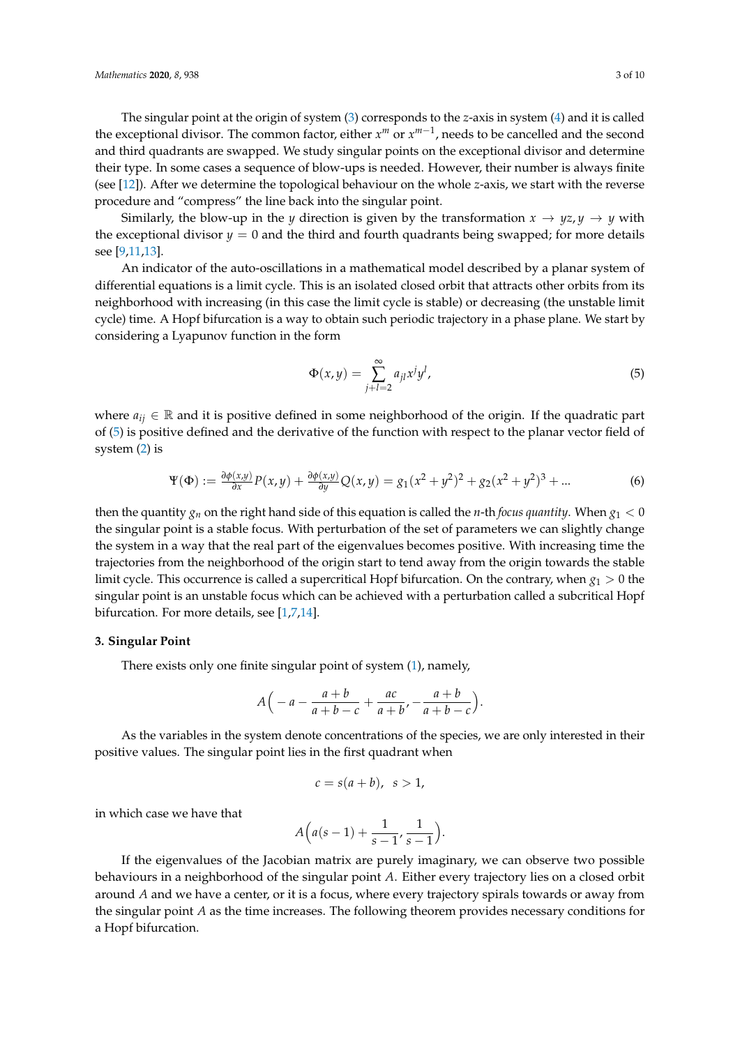The singular point at the origin of system (3) corresponds to the $z$-axis in system (4) and it is called the exceptional divisor. The common factor, either $x^m$ or $x^{m-1}$, needs to be cancelled and the second and third quadrants are swapped. We study singular points on the exceptional divisor and determine their type. In some cases a sequence of blow-ups is needed. However, their number is always finite (see [12]). After we determine the topological behaviour on the whole $z$-axis, we start with the reverse procedure and "compress" the line back into the singular point.

Similarly, the blow-up in the $y$ direction is given by the transformation $x \to yz, y \to y$ with the exceptional divisor $y = 0$ and the third and fourth quadrants being swapped; for more details see [9,11,13].

An indicator of the auto-oscillations in a mathematical model described by a planar system of differential equations is a limit cycle. This is an isolated closed orbit that attracts other orbits from its neighborhood with increasing (in this case the limit cycle is stable) or decreasing (the unstable limit cycle) time. A Hopf bifurcation is a way to obtain such periodic trajectory in a phase plane. We start by considering a Lyapunov function in the form

$$\Phi(x,y) = \sum_{j+l=2}^{\infty} a_{jl} x^j y^l, \tag{5}$$

where $a_{ij} \in \mathbb{R}$ and it is positive defined in some neighborhood of the origin. If the quadratic part of (5) is positive defined and the derivative of the function with respect to the planar vector field of system (2) is

$$\Psi(\Phi) := \frac{\partial \phi(x,y)}{\partial x} P(x,y) + \frac{\partial \phi(x,y)}{\partial y} Q(x,y) = g_1(x^2+y^2)^2 + g_2(x^2+y^2)^3 + \ldots \tag{6}$$

then the quantity $g_n$ on the right hand side of this equation is called the $n$-th *focus quantity*. When $g_1 < 0$ the singular point is a stable focus. With perturbation of the set of parameters we can slightly change the system in a way that the real part of the eigenvalues becomes positive. With increasing time the trajectories from the neighborhood of the origin start to tend away from the origin towards the stable limit cycle. This occurrence is called a supercritical Hopf bifurcation. On the contrary, when $g_1 > 0$ the singular point is an unstable focus which can be achieved with a perturbation called a subcritical Hopf bifurcation. For more details, see [1,7,14].

## 3. Singular Point

There exists only one finite singular point of system (1), namely,

$$A\Big(-a - \frac{a+b}{a+b-c} + \frac{ac}{a+b}, -\frac{a+b}{a+b-c}\Big).$$

As the variables in the system denote concentrations of the species, we are only interested in their positive values. The singular point lies in the first quadrant when

$$c = s(a+b), \quad s > 1,$$

in which case we have that

$$A\Big(a(s-1) + \frac{1}{s-1}, \frac{1}{s-1}\Big).$$

If the eigenvalues of the Jacobian matrix are purely imaginary, we can observe two possible behaviours in a neighborhood of the singular point $A$. Either every trajectory lies on a closed orbit around $A$ and we have a center, or it is a focus, where every trajectory spirals towards or away from the singular point $A$ as the time increases. The following theorem provides necessary conditions for a Hopf bifurcation.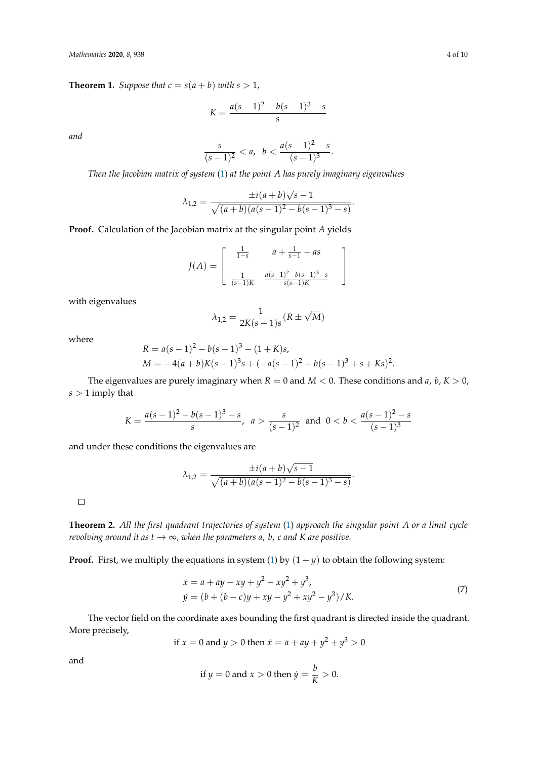**Theorem 1.** *Suppose that $c = s(a+b)$ with $s > 1$,*

$$K = \frac{a(s-1)^2 - b(s-1)^3 - s}{s}$$

*and*

$$\frac{s}{(s-1)^2} < a, \;\; b < \frac{a(s-1)^2 - s}{(s-1)^3}.$$

*Then the Jacobian matrix of system (1) at the point A has purely imaginary eigenvalues*

$$\lambda_{1,2} = \frac{\pm i(a+b)\sqrt{s-1}}{\sqrt{(a+b)(a(s-1)^2 - b(s-1)^3 - s)}}.$$

**Proof.** Calculation of the Jacobian matrix at the singular point $A$ yields

$$J(A) = \begin{bmatrix} \frac{1}{1-s} & a + \frac{1}{s-1} - as \\ \frac{1}{(s-1)K} & \frac{a(s-1)^2 - b(s-1)^3 - s}{s(s-1)K} \end{bmatrix}$$

with eigenvalues

$$\lambda_{1,2} = \frac{1}{2K(s-1)s}(R \pm \sqrt{M})$$

where

$$R = a(s-1)^2 - b(s-1)^3 - (1+K)s,$$
$$M = -4(a+b)K(s-1)^3 s + (-a(s-1)^2 + b(s-1)^3 + s + Ks)^2.$$

The eigenvalues are purely imaginary when $R = 0$ and $M < 0$. These conditions and $a$, $b$, $K > 0$, $s > 1$ imply that

$$K = \frac{a(s-1)^2 - b(s-1)^3 - s}{s}, \;\; a > \frac{s}{(s-1)^2} \;\text{ and }\; 0 < b < \frac{a(s-1)^2 - s}{(s-1)^3}$$

and under these conditions the eigenvalues are

$$\lambda_{1,2} = \frac{\pm i(a+b)\sqrt{s-1}}{\sqrt{(a+b)(a(s-1)^2 - b(s-1)^3 - s)}}.$$

□

**Theorem 2.** *All the first quadrant trajectories of system (1) approach the singular point A or a limit cycle revolving around it as $t \to \infty$, when the parameters a, b, c and K are positive.*

**Proof.** First, we multiply the equations in system (1) by $(1+y)$ to obtain the following system:

$$\begin{aligned} \dot{x} &= a + ay - xy + y^2 - xy^2 + y^3, \\ \dot{y} &= (b + (b-c)y + xy - y^2 + xy^2 - y^3)/K. \end{aligned} \tag{7}$$

The vector field on the coordinate axes bounding the first quadrant is directed inside the quadrant. More precisely,

$$\text{if } x = 0 \text{ and } y > 0 \text{ then } \dot{x} = a + ay + y^2 + y^3 > 0$$

and

$$\text{if } y = 0 \text{ and } x > 0 \text{ then } \dot{y} = \frac{b}{K} > 0.$$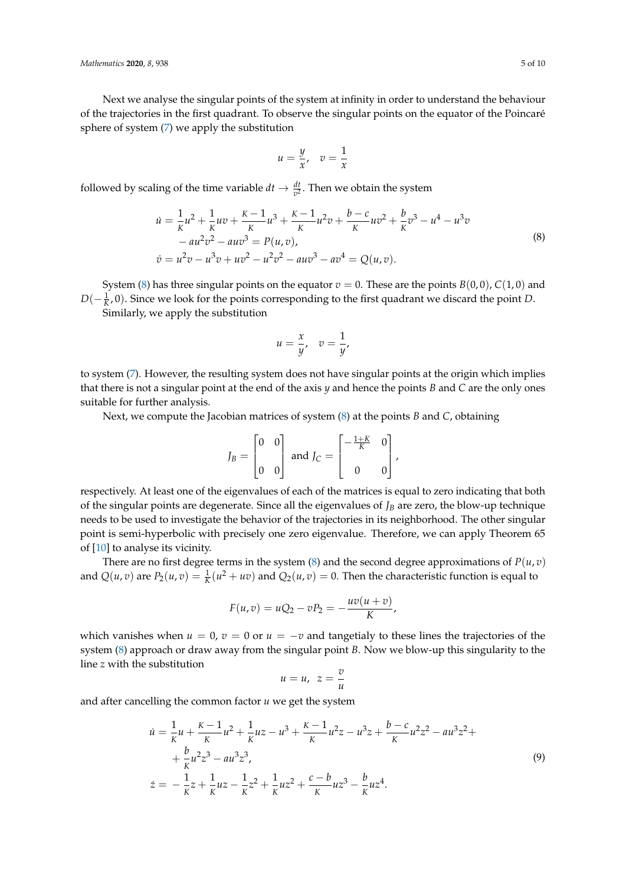Next we analyse the singular points of the system at infinity in order to understand the behaviour of the trajectories in the first quadrant. To observe the singular points on the equator of the Poincaré sphere of system (7) we apply the substitution

$$u = \frac{y}{x}, \quad v = \frac{1}{x}$$

followed by scaling of the time variable $dt \to \frac{dt}{v^2}$. Then we obtain the system

$$\begin{aligned}
\dot{u} &= \frac{1}{K}u^2 + \frac{1}{K}uv + \frac{K-1}{K}u^3 + \frac{K-1}{K}u^2v + \frac{b-c}{K}uv^2 + \frac{b}{K}v^3 - u^4 - u^3v \\
&\quad - au^2v^2 - auv^3 = P(u,v), \\
\dot{v} &= u^2v - u^3v + uv^2 - u^2v^2 - auv^3 - av^4 = Q(u,v).
\end{aligned} \tag{8}$$

System (8) has three singular points on the equator $v = 0$. These are the points $B(0,0)$, $C(1,0)$ and $D(-\frac{1}{K}, 0)$. Since we look for the points corresponding to the first quadrant we discard the point $D$.

Similarly, we apply the substitution

$$u = \frac{x}{y}, \quad v = \frac{1}{y},$$

to system (7). However, the resulting system does not have singular points at the origin which implies that there is not a singular point at the end of the axis $y$ and hence the points $B$ and $C$ are the only ones suitable for further analysis.

Next, we compute the Jacobian matrices of system (8) at the points $B$ and $C$, obtaining

$$J_B = \begin{bmatrix} 0 & 0 \\ 0 & 0 \end{bmatrix} \text{ and } J_C = \begin{bmatrix} -\frac{1+K}{K} & 0 \\ 0 & 0 \end{bmatrix},$$

respectively. At least one of the eigenvalues of each of the matrices is equal to zero indicating that both of the singular points are degenerate. Since all the eigenvalues of $J_B$ are zero, the blow-up technique needs to be used to investigate the behavior of the trajectories in its neighborhood. The other singular point is semi-hyperbolic with precisely one zero eigenvalue. Therefore, we can apply Theorem 65 of [10] to analyse its vicinity.

There are no first degree terms in the system (8) and the second degree approximations of $P(u,v)$ and $Q(u,v)$ are $P_2(u,v) = \frac{1}{K}(u^2 + uv)$ and $Q_2(u,v) = 0$. Then the characteristic function is equal to

$$F(u,v) = uQ_2 - vP_2 = -\frac{uv(u+v)}{K},$$

which vanishes when $u = 0$, $v = 0$ or $u = -v$ and tangetialy to these lines the trajectories of the system (8) approach or draw away from the singular point $B$. Now we blow-up this singularity to the line $z$ with the substitution

$$u = u, \quad z = \frac{v}{u}$$

and after cancelling the common factor $u$ we get the system

$$\begin{aligned}
\dot{u} &= \frac{1}{K}u + \frac{K-1}{K}u^2 + \frac{1}{K}uz - u^3 + \frac{K-1}{K}u^2z - u^3z + \frac{b-c}{K}u^2z^2 - au^3z^2 + \\
&\quad + \frac{b}{K}u^2z^3 - au^3z^3, \\
\dot{z} &= -\frac{1}{K}z + \frac{1}{K}uz - \frac{1}{K}z^2 + \frac{1}{K}uz^2 + \frac{c-b}{K}uz^3 - \frac{b}{K}uz^4.
\end{aligned} \tag{9}$$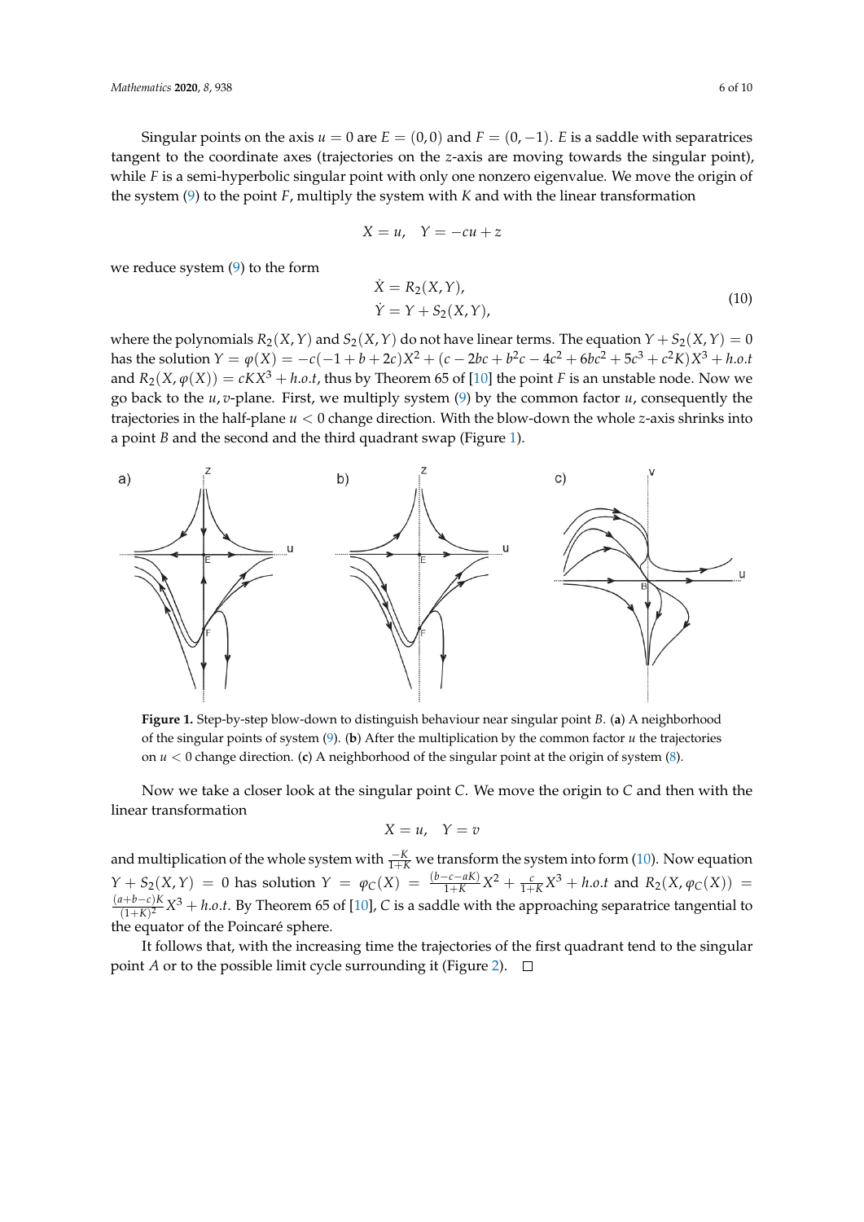Singular points on the axis $u = 0$ are $E = (0, 0)$ and $F = (0, -1)$. $E$ is a saddle with separatrices tangent to the coordinate axes (trajectories on the $z$-axis are moving towards the singular point), while $F$ is a semi-hyperbolic singular point with only one nonzero eigenvalue. We move the origin of the system (9) to the point $F$, multiply the system with $K$ and with the linear transformation

$$X = u, \quad Y = -cu + z$$

we reduce system (9) to the form

$$\begin{aligned} \dot{X} &= R_2(X, Y), \\ \dot{Y} &= Y + S_2(X, Y), \end{aligned} \tag{10}$$

where the polynomials $R_2(X, Y)$ and $S_2(X, Y)$ do not have linear terms. The equation $Y + S_2(X, Y) = 0$ has the solution $Y = \varphi(X) = -c(-1 + b + 2c)X^2 + (c - 2bc + b^2c - 4c^2 + 6bc^2 + 5c^3 + c^2K)X^3 + h.o.t$ and $R_2(X, \varphi(X)) = cKX^3 + h.o.t$, thus by Theorem 65 of [10] the point $F$ is an unstable node. Now we go back to the $u, v$-plane. First, we multiply system (9) by the common factor $u$, consequently the trajectories in the half-plane $u < 0$ change direction. With the blow-down the whole $z$-axis shrinks into a point $B$ and the second and the third quadrant swap (Figure 1).

**Figure 1.** Step-by-step blow-down to distinguish behaviour near singular point $B$. (**a**) A neighborhood of the singular points of system (9). (**b**) After the multiplication by the common factor $u$ the trajectories on $u < 0$ change direction. (**c**) A neighborhood of the singular point at the origin of system (8).

Now we take a closer look at the singular point $C$. We move the origin to $C$ and then with the linear transformation

$$X = u, \quad Y = v$$

and multiplication of the whole system with $\frac{-K}{1+K}$ we transform the system into form (10). Now equation $Y + S_2(X, Y) = 0$ has solution $Y = \varphi_C(X) = \frac{(b-c-aK)}{1+K}X^2 + \frac{c}{1+K}X^3 + h.o.t$ and $R_2(X, \varphi_C(X)) = \frac{(a+b-c)K}{(1+K)^2}X^3 + h.o.t.$ By Theorem 65 of [10], $C$ is a saddle with the approaching separatrice tangential to the equator of the Poincaré sphere.

It follows that, with the increasing time the trajectories of the first quadrant tend to the singular point $A$ or to the possible limit cycle surrounding it (Figure 2). □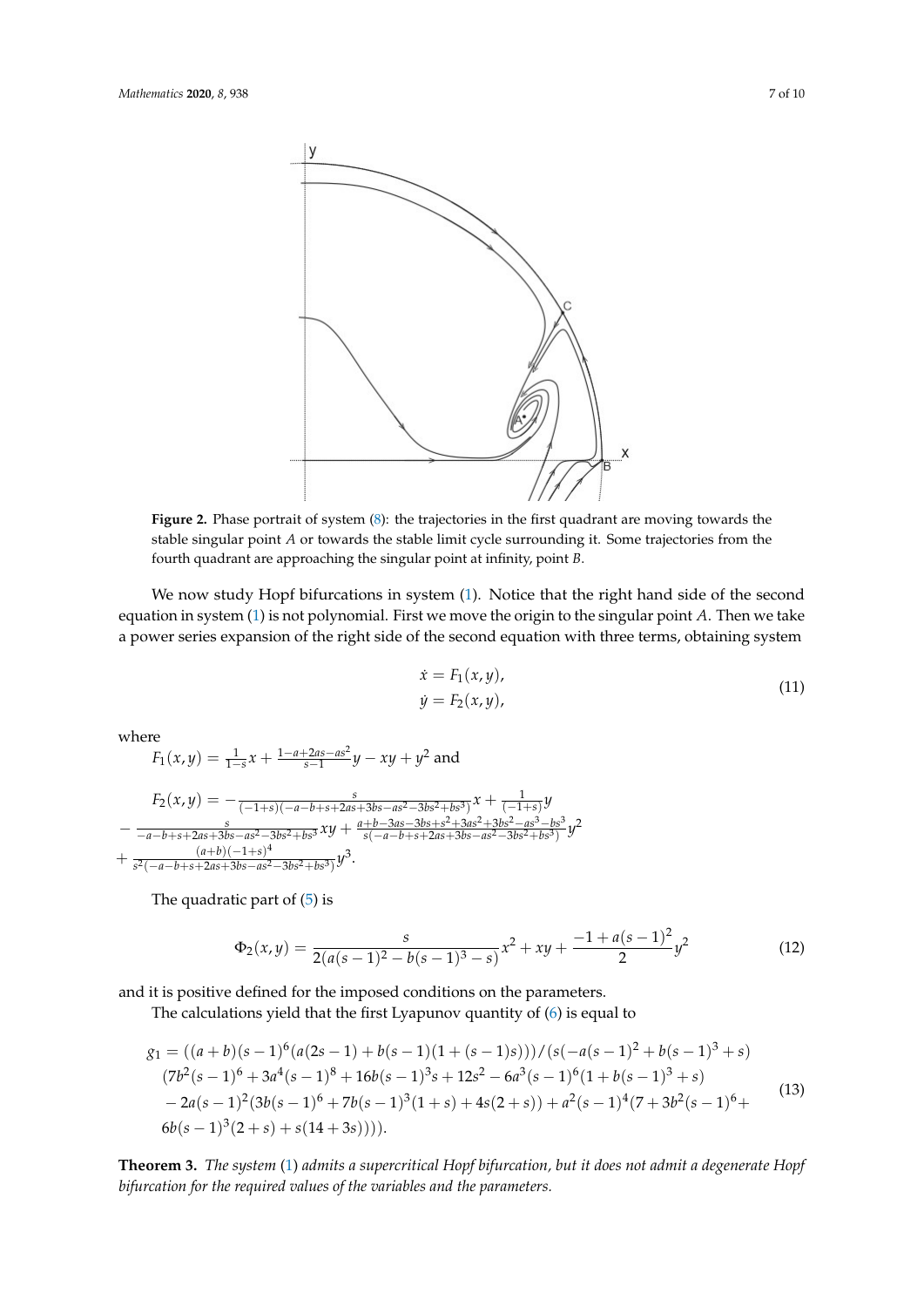**Figure 2.** Phase portrait of system (8): the trajectories in the first quadrant are moving towards the stable singular point $A$ or towards the stable limit cycle surrounding it. Some trajectories from the fourth quadrant are approaching the singular point at infinity, point $B$.

We now study Hopf bifurcations in system (1). Notice that the right hand side of the second equation in system (1) is not polynomial. First we move the origin to the singular point $A$. Then we take a power series expansion of the right side of the second equation with three terms, obtaining system

$$
\begin{aligned}
\dot{x} &= F_1(x, y), \\
\dot{y} &= F_2(x, y),
\end{aligned}
\tag{11}
$$

where

$F_1(x,y) = \frac{1}{1-s}x + \frac{1-a+2as-as^2}{s-1}y - xy + y^2$ and

$$
\begin{aligned}
F_2(x,y) = &-\frac{s}{(-1+s)(-a-b+s+2as+3bs-as^2-3bs^2+bs^3)}x + \frac{1}{(-1+s)}y \\
&- \frac{s}{-a-b+s+2as+3bs-as^2-3bs^2+bs^3}xy + \frac{a+b-3as-3bs+s^2+3as^2+3bs^2-as^3-bs^3}{s(-a-b+s+2as+3bs-as^2-3bs^2+bs^3)}y^2 \\
&+ \frac{(a+b)(-1+s)^4}{s^2(-a-b+s+2as+3bs-as^2-3bs^2+bs^3)}y^3.
\end{aligned}
$$

The quadratic part of (5) is

$$
\Phi_2(x,y) = \frac{s}{2(a(s-1)^2 - b(s-1)^3 - s)}x^2 + xy + \frac{-1+a(s-1)^2}{2}y^2 \tag{12}
$$

and it is positive defined for the imposed conditions on the parameters.

The calculations yield that the first Lyapunov quantity of (6) is equal to

$$
\begin{aligned}
g_1 = &((a+b)(s-1)^6(a(2s-1) + b(s-1)(1+(s-1)s)))/(s(-a(s-1)^2 + b(s-1)^3 + s) \\
&(7b^2(s-1)^6 + 3a^4(s-1)^8 + 16b(s-1)^3 s + 12s^2 - 6a^3(s-1)^6(1 + b(s-1)^3 + s) \\
&- 2a(s-1)^2(3b(s-1)^6 + 7b(s-1)^3(1+s) + 4s(2+s)) + a^2(s-1)^4(7 + 3b^2(s-1)^6 + \\
&6b(s-1)^3(2+s) + s(14+3s)))).
\end{aligned}
\tag{13}
$$

**Theorem 3.** *The system (1) admits a supercritical Hopf bifurcation, but it does not admit a degenerate Hopf bifurcation for the required values of the variables and the parameters.*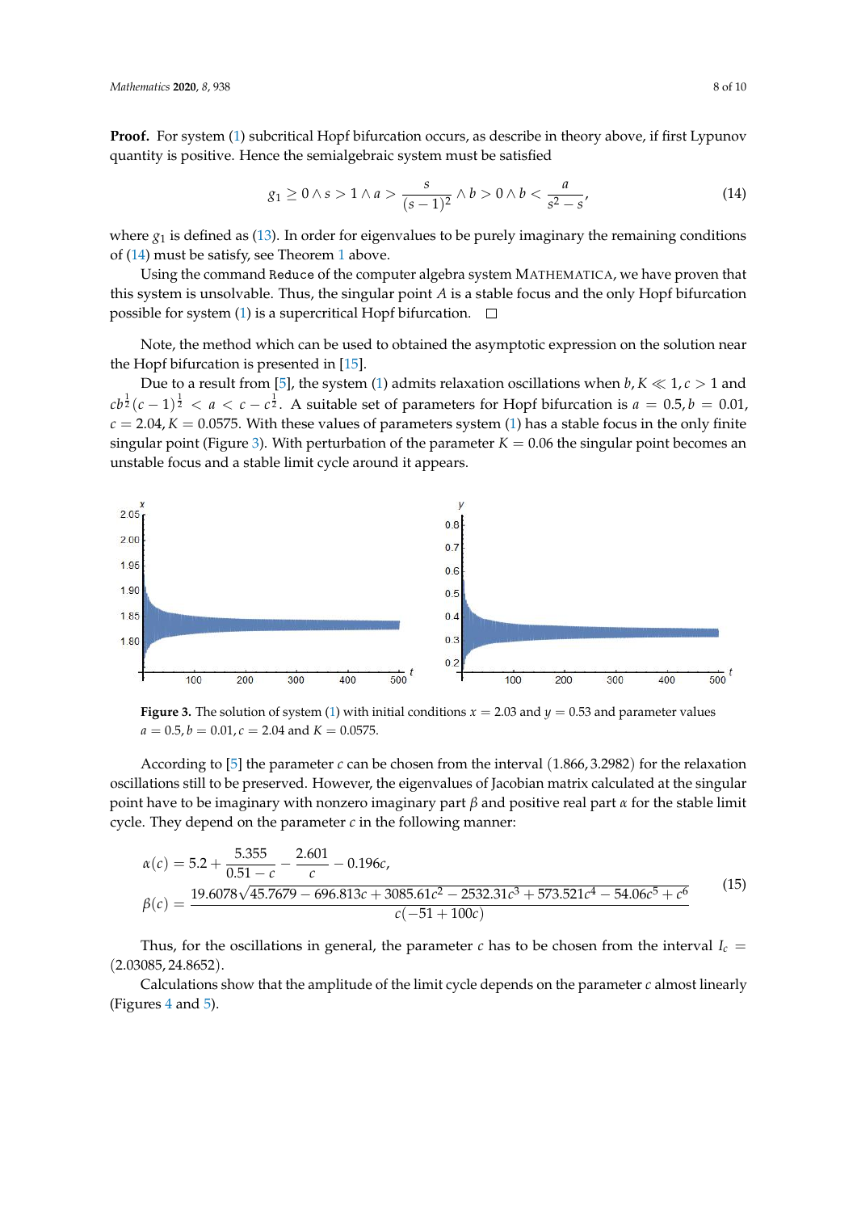**Proof.** For system (1) subcritical Hopf bifurcation occurs, as describe in theory above, if first Lypunov quantity is positive. Hence the semialgebraic system must be satisfied

$$g_1 \geq 0 \wedge s > 1 \wedge a > \frac{s}{(s-1)^2} \wedge b > 0 \wedge b < \frac{a}{s^2 - s}, \tag{14}$$

where $g_1$ is defined as (13). In order for eigenvalues to be purely imaginary the remaining conditions of (14) must be satisfy, see Theorem 1 above.

Using the command `Reduce` of the computer algebra system MATHEMATICA, we have proven that this system is unsolvable. Thus, the singular point $A$ is a stable focus and the only Hopf bifurcation possible for system (1) is a supercritical Hopf bifurcation. □

Note, the method which can be used to obtained the asymptotic expression on the solution near the Hopf bifurcation is presented in [15].

Due to a result from [5], the system (1) admits relaxation oscillations when $b, K \ll 1, c > 1$ and $cb^{\frac{1}{2}}(c-1)^{\frac{1}{2}} < a < c - c^{\frac{1}{2}}$. A suitable set of parameters for Hopf bifurcation is $a = 0.5, b = 0.01$, $c = 2.04, K = 0.0575$. With these values of parameters system (1) has a stable focus in the only finite singular point (Figure 3). With perturbation of the parameter $K = 0.06$ the singular point becomes an unstable focus and a stable limit cycle around it appears.

**Figure 3.** The solution of system (1) with initial conditions $x = 2.03$ and $y = 0.53$ and parameter values $a = 0.5, b = 0.01, c = 2.04$ and $K = 0.0575$.

According to [5] the parameter $c$ can be chosen from the interval $(1.866, 3.2982)$ for the relaxation oscillations still to be preserved. However, the eigenvalues of Jacobian matrix calculated at the singular point have to be imaginary with nonzero imaginary part $\beta$ and positive real part $\alpha$ for the stable limit cycle. They depend on the parameter $c$ in the following manner:

$$\begin{aligned}
\alpha(c) &= 5.2 + \frac{5.355}{0.51 - c} - \frac{2.601}{c} - 0.196c, \\
\beta(c) &= \frac{19.6078\sqrt{45.7679 - 696.813c + 3085.61c^2 - 2532.31c^3 + 573.521c^4 - 54.06c^5 + c^6}}{c(-51 + 100c)}
\end{aligned} \tag{15}$$

Thus, for the oscillations in general, the parameter $c$ has to be chosen from the interval $I_c = (2.03085, 24.8652)$.

Calculations show that the amplitude of the limit cycle depends on the parameter $c$ almost linearly (Figures 4 and 5).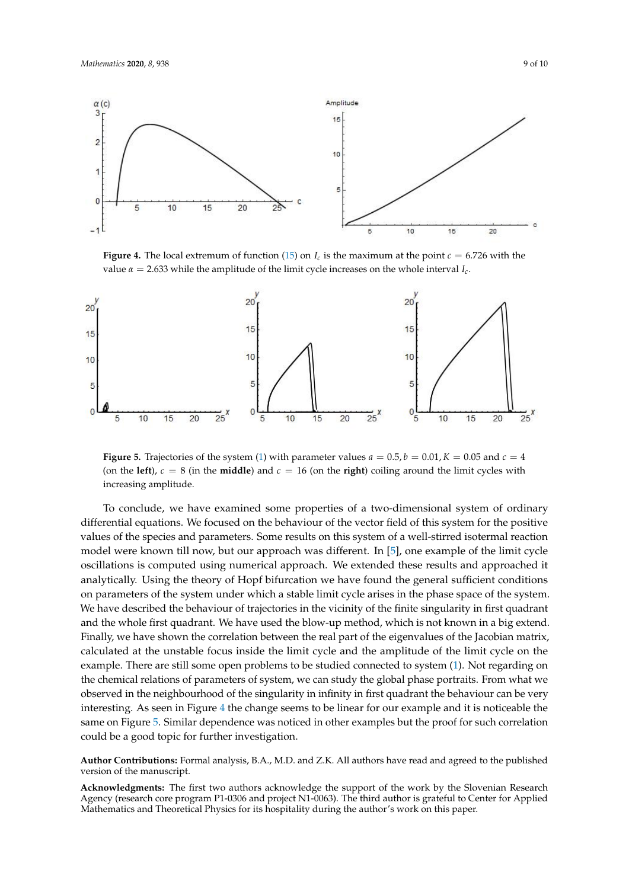**Figure 4.** The local extremum of function (15) on $I_c$ is the maximum at the point $c = 6.726$ with the value $\alpha = 2.633$ while the amplitude of the limit cycle increases on the whole interval $I_c$.

**Figure 5.** Trajectories of the system (1) with parameter values $a = 0.5, b = 0.01, K = 0.05$ and $c = 4$ (on the **left**), $c = 8$ (in the **middle**) and $c = 16$ (on the **right**) coiling around the limit cycles with increasing amplitude.

To conclude, we have examined some properties of a two-dimensional system of ordinary differential equations. We focused on the behaviour of the vector field of this system for the positive values of the species and parameters. Some results on this system of a well-stirred isotermal reaction model were known till now, but our approach was different. In [5], one example of the limit cycle oscillations is computed using numerical approach. We extended these results and approached it analytically. Using the theory of Hopf bifurcation we have found the general sufficient conditions on parameters of the system under which a stable limit cycle arises in the phase space of the system. We have described the behaviour of trajectories in the vicinity of the finite singularity in first quadrant and the whole first quadrant. We have used the blow-up method, which is not known in a big extend. Finally, we have shown the correlation between the real part of the eigenvalues of the Jacobian matrix, calculated at the unstable focus inside the limit cycle and the amplitude of the limit cycle on the example. There are still some open problems to be studied connected to system (1). Not regarding on the chemical relations of parameters of system, we can study the global phase portraits. From what we observed in the neighbourhood of the singularity in infinity in first quadrant the behaviour can be very interesting. As seen in Figure 4 the change seems to be linear for our example and it is noticeable the same on Figure 5. Similar dependence was noticed in other examples but the proof for such correlation could be a good topic for further investigation.

**Author Contributions:** Formal analysis, B.A., M.D. and Z.K. All authors have read and agreed to the published version of the manuscript.

**Acknowledgments:** The first two authors acknowledge the support of the work by the Slovenian Research Agency (research core program P1-0306 and project N1-0063). The third author is grateful to Center for Applied Mathematics and Theoretical Physics for its hospitality during the author's work on this paper.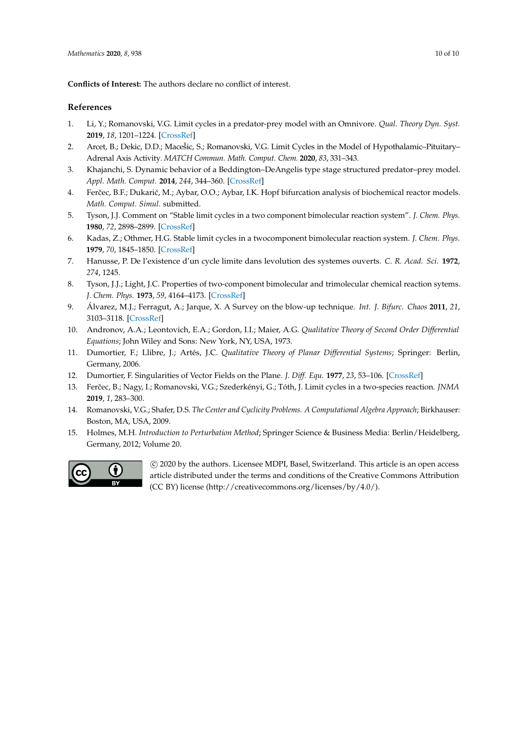**Conflicts of Interest:** The authors declare no conflict of interest.

## References

1. Li, Y.; Romanovski, V.G. Limit cycles in a predator-prey model with an Omnivore. *Qual. Theory Dyn. Syst.* **2019**, *18*, 1201–1224. [CrossRef]
2. Arcet, B.; Dekic, D.D.; Macešic, S.; Romanovski, V.G. Limit Cycles in the Model of Hypothalamic–Pituitary–Adrenal Axis Activity. *MATCH Commun. Math. Comput. Chem.* **2020**, *83*, 331–343.
3. Khajanchi, S. Dynamic behavior of a Beddington–DeAngelis type stage structured predator–prey model. *Appl. Math. Comput.* **2014**, *244*, 344–360. [CrossRef]
4. Ferčec, B.F.; Dukarić, M.; Aybar, O.O.; Aybar, I.K. Hopf bifurcation analysis of biochemical reactor models. *Math. Comput. Simul.* submitted.
5. Tyson, J.J. Comment on "Stable limit cycles in a two component bimolecular reaction system". *J. Chem. Phys.* **1980**, *72*, 2898–2899. [CrossRef]
6. Kadas, Z.; Othmer, H.G. Stable limit cycles in a twocomponent bimolecular reaction system. *J. Chem. Phys.* **1979**, *70*, 1845–1850. [CrossRef]
7. Hanusse, P. De l'existence d'un cycle limite dans levolution des systemes ouverts. *C. R. Acad. Sci.* **1972**, *274*, 1245.
8. Tyson, J.J.; Light, J.C. Properties of two-component bimolecular and trimolecular chemical reaction sytems. *J. Chem. Phys.* **1973**, *59*, 4164–4173. [CrossRef]
9. Álvarez, M.J.; Ferragut, A.; Jarque, X. A Survey on the blow-up technique. *Int. J. Bifurc. Chaos* **2011**, *21*, 3103–3118. [CrossRef]
10. Andronov, A.A.; Leontovich, E.A.; Gordon, I.I.; Maier, A.G. *Qualitative Theory of Second Order Differential Equations*; John Wiley and Sons: New York, NY, USA, 1973.
11. Dumortier, F.; Llibre, J.; Artés, J.C. *Qualitative Theory of Planar Differential Systems*; Springer: Berlin, Germany, 2006.
12. Dumortier, F. Singularities of Vector Fields on the Plane. *J. Diff. Equ.* **1977**, *23*, 53–106. [CrossRef]
13. Ferčec, B.; Nagy, I.; Romanovski, V.G.; Szederkényi, G.; Tóth, J. Limit cycles in a two-species reaction. *JNMA* **2019**, *1*, 283–300.
14. Romanovski, V.G.; Shafer, D.S. *The Center and Cyclicity Problems. A Computational Algebra Approach*; Birkhauser: Boston, MA, USA, 2009.
15. Holmes, M.H. *Introduction to Perturbation Method*; Springer Science & Business Media: Berlin/Heidelberg, Germany, 2012; Volume 20.

© 2020 by the authors. Licensee MDPI, Basel, Switzerland. This article is an open access article distributed under the terms and conditions of the Creative Commons Attribution (CC BY) license (http://creativecommons.org/licenses/by/4.0/).